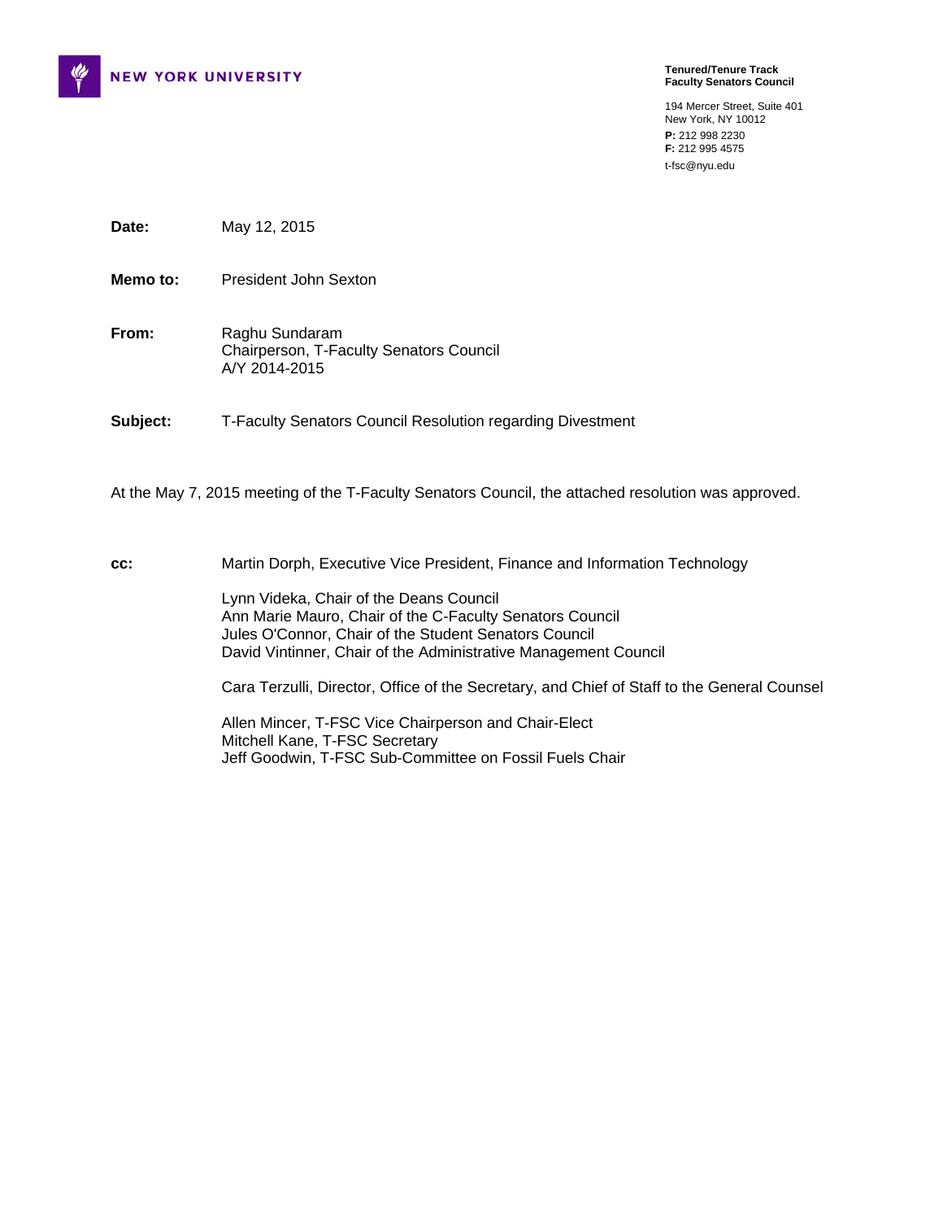NEW YORK UNIVERSITY

**Tenured/Tenure Track Faculty Senators Council**

194 Mercer Street, Suite 401
New York, NY 10012
**P:** 212 998 2230
**F:** 212 995 4575
t-fsc@nyu.edu

**Date:** May 12, 2015

**Memo to:** President John Sexton

**From:** Raghu Sundaram
Chairperson, T-Faculty Senators Council
A/Y 2014-2015

**Subject:** T-Faculty Senators Council Resolution regarding Divestment

At the May 7, 2015 meeting of the T-Faculty Senators Council, the attached resolution was approved.

**cc:** Martin Dorph, Executive Vice President, Finance and Information Technology

Lynn Videka, Chair of the Deans Council
Ann Marie Mauro, Chair of the C-Faculty Senators Council
Jules O'Connor, Chair of the Student Senators Council
David Vintinner, Chair of the Administrative Management Council

Cara Terzulli, Director, Office of the Secretary, and Chief of Staff to the General Counsel

Allen Mincer, T-FSC Vice Chairperson and Chair-Elect
Mitchell Kane, T-FSC Secretary
Jeff Goodwin, T-FSC Sub-Committee on Fossil Fuels Chair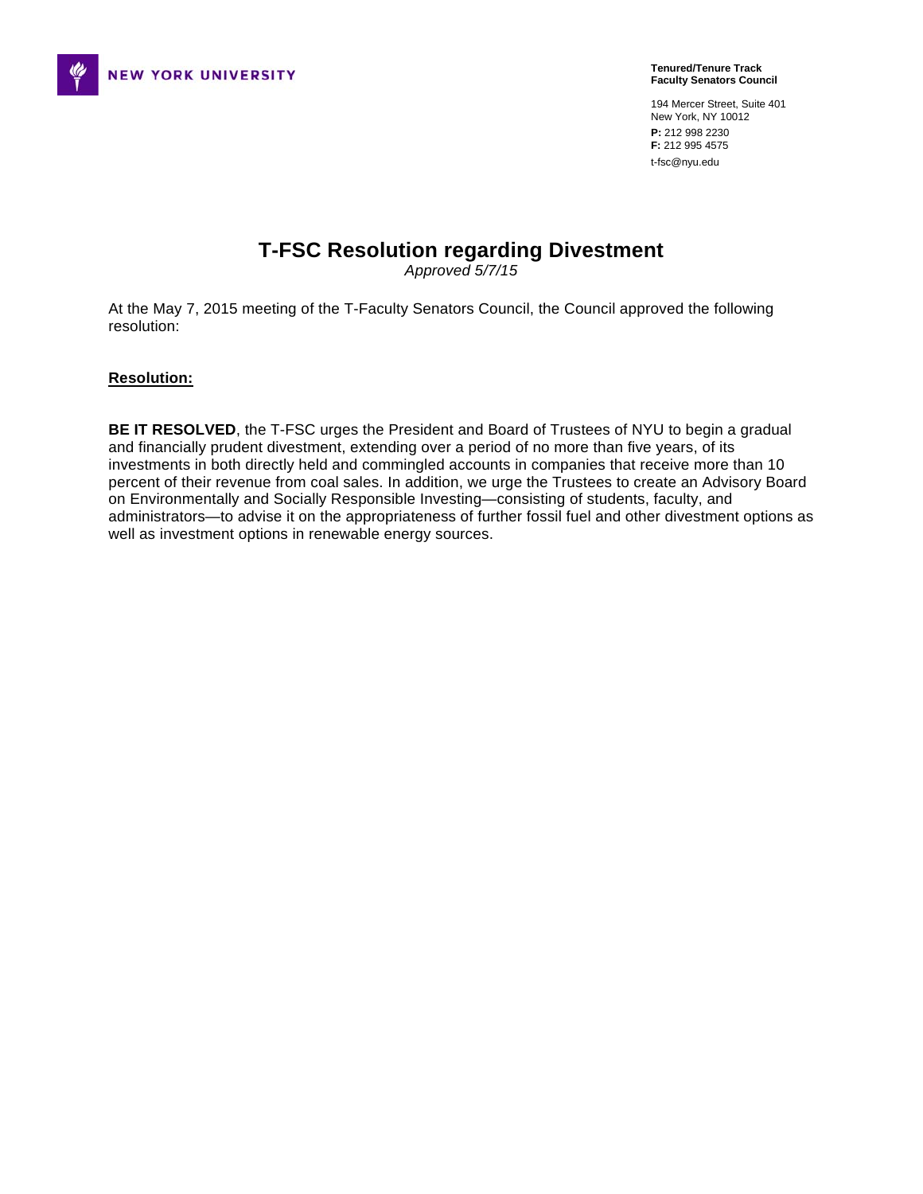NEW YORK UNIVERSITY

**Tenured/Tenure Track**
**Faculty Senators Council**

194 Mercer Street, Suite 401
New York, NY 10012
**P:** 212 998 2230
**F:** 212 995 4575
t-fsc@nyu.edu

# T-FSC Resolution regarding Divestment

*Approved 5/7/15*

At the May 7, 2015 meeting of the T-Faculty Senators Council, the Council approved the following resolution:

**Resolution:**

**BE IT RESOLVED**, the T-FSC urges the President and Board of Trustees of NYU to begin a gradual and financially prudent divestment, extending over a period of no more than five years, of its investments in both directly held and commingled accounts in companies that receive more than 10 percent of their revenue from coal sales. In addition, we urge the Trustees to create an Advisory Board on Environmentally and Socially Responsible Investing—consisting of students, faculty, and administrators—to advise it on the appropriateness of further fossil fuel and other divestment options as well as investment options in renewable energy sources.